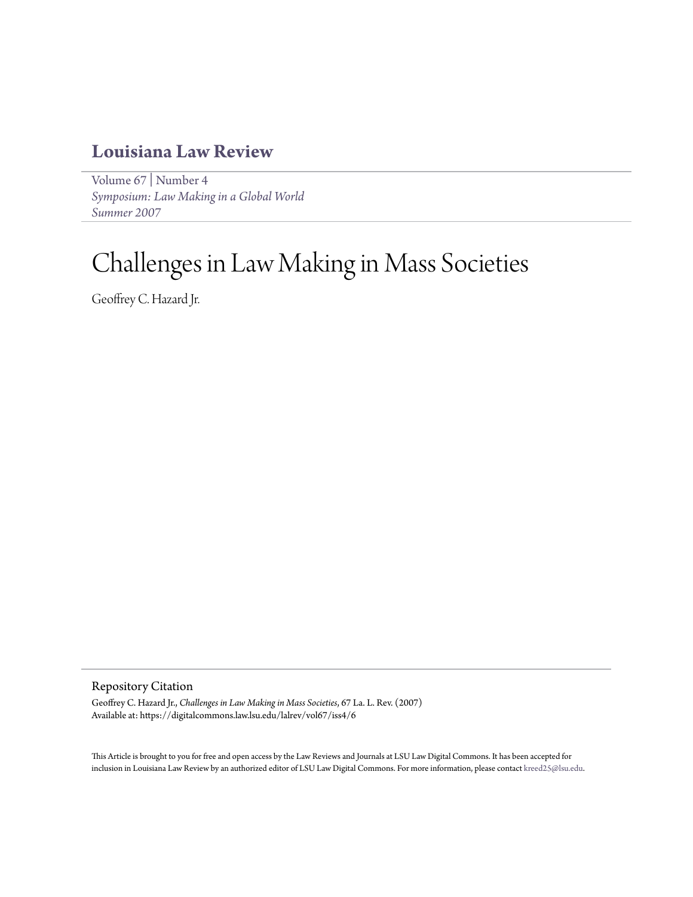# Louisiana Law Review

Volume 67 | Number 4
*Symposium: Law Making in a Global World*
*Summer 2007*

# Challenges in Law Making in Mass Societies

Geoffrey C. Hazard Jr.

## Repository Citation

Geoffrey C. Hazard Jr., *Challenges in Law Making in Mass Societies*, 67 La. L. Rev. (2007)
Available at: https://digitalcommons.law.lsu.edu/lalrev/vol67/iss4/6

This Article is brought to you for free and open access by the Law Reviews and Journals at LSU Law Digital Commons. It has been accepted for inclusion in Louisiana Law Review by an authorized editor of LSU Law Digital Commons. For more information, please contact kreed25@lsu.edu.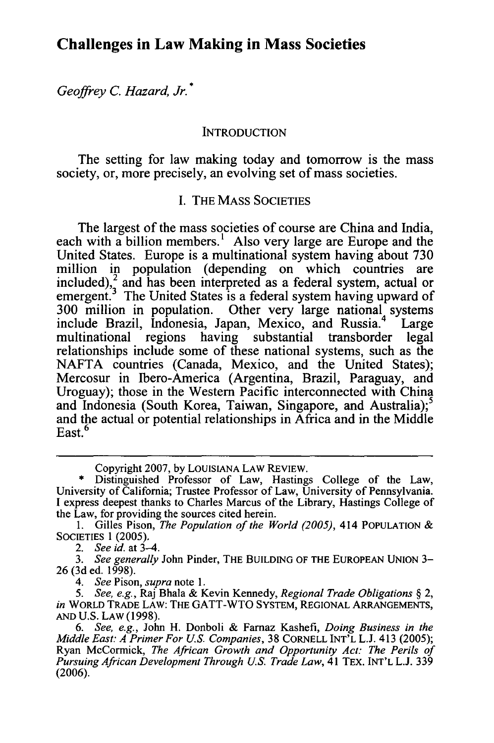# Challenges in Law Making in Mass Societies

*Geoffrey C. Hazard, Jr.*[*]

## INTRODUCTION

The setting for law making today and tomorrow is the mass society, or, more precisely, an evolving set of mass societies.

## I. THE MASS SOCIETIES

The largest of the mass societies of course are China and India, each with a billion members.[1] Also very large are Europe and the United States. Europe is a multinational system having about 730 million in population (depending on which countries are included),[2] and has been interpreted as a federal system, actual or emergent.[3] The United States is a federal system having upward of 300 million in population. Other very large national systems include Brazil, Indonesia, Japan, Mexico, and Russia.[4] Large multinational regions having substantial transborder legal relationships include some of these national systems, such as the NAFTA countries (Canada, Mexico, and the United States); Mercosur in Ibero-America (Argentina, Brazil, Paraguay, and Uroguay); those in the Western Pacific interconnected with China and Indonesia (South Korea, Taiwan, Singapore, and Australia);[5] and the actual or potential relationships in Africa and in the Middle East.[6]

---

Copyright 2007, by LOUISIANA LAW REVIEW.

\* Distinguished Professor of Law, Hastings College of the Law, University of California; Trustee Professor of Law, University of Pennsylvania. I express deepest thanks to Charles Marcus of the Library, Hastings College of the Law, for providing the sources cited herein.

1. Gilles Pison, *The Population of the World (2005)*, 414 POPULATION & SOCIETIES 1 (2005).

2. *See id.* at 3–4.

3. *See generally* John Pinder, THE BUILDING OF THE EUROPEAN UNION 3–26 (3d ed. 1998).

4. *See* Pison, *supra* note 1.

5. *See, e.g.*, Raj Bhala & Kevin Kennedy, *Regional Trade Obligations* § 2, *in* WORLD TRADE LAW: THE GATT-WTO SYSTEM, REGIONAL ARRANGEMENTS, AND U.S. LAW (1998).

6. *See, e.g.*, John H. Donboli & Farnaz Kashefi, *Doing Business in the Middle East: A Primer For U.S. Companies*, 38 CORNELL INT'L L.J. 413 (2005); Ryan McCormick, *The African Growth and Opportunity Act: The Perils of Pursuing African Development Through U.S. Trade Law*, 41 TEX. INT'L L.J. 339 (2006).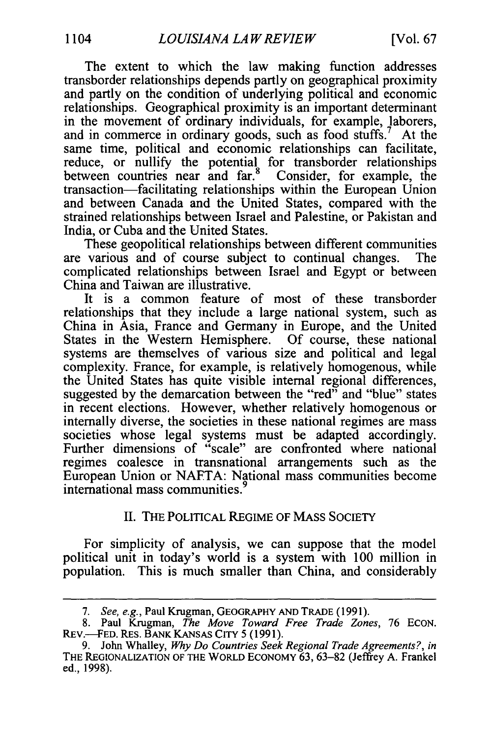The extent to which the law making function addresses transborder relationships depends partly on geographical proximity and partly on the condition of underlying political and economic relationships. Geographical proximity is an important determinant in the movement of ordinary individuals, for example, laborers, and in commerce in ordinary goods, such as food stuffs.[7] At the same time, political and economic relationships can facilitate, reduce, or nullify the potential for transborder relationships between countries near and far.[8] Consider, for example, the transaction—facilitating relationships within the European Union and between Canada and the United States, compared with the strained relationships between Israel and Palestine, or Pakistan and India, or Cuba and the United States.

These geopolitical relationships between different communities are various and of course subject to continual changes. The complicated relationships between Israel and Egypt or between China and Taiwan are illustrative.

It is a common feature of most of these transborder relationships that they include a large national system, such as China in Asia, France and Germany in Europe, and the United States in the Western Hemisphere. Of course, these national systems are themselves of various size and political and legal complexity. France, for example, is relatively homogenous, while the United States has quite visible internal regional differences, suggested by the demarcation between the "red" and "blue" states in recent elections. However, whether relatively homogenous or internally diverse, the societies in these national regimes are mass societies whose legal systems must be adapted accordingly. Further dimensions of "scale" are confronted where national regimes coalesce in transnational arrangements such as the European Union or NAFTA: National mass communities become international mass communities.[9]

## II. THE POLITICAL REGIME OF MASS SOCIETY

For simplicity of analysis, we can suppose that the model political unit in today's world is a system with 100 million in population. This is much smaller than China, and considerably

---

7. *See, e.g.*, Paul Krugman, GEOGRAPHY AND TRADE (1991).

8. Paul Krugman, *The Move Toward Free Trade Zones*, 76 ECON. REV.—FED. RES. BANK KANSAS CITY 5 (1991).

9. John Whalley, *Why Do Countries Seek Regional Trade Agreements?*, *in* THE REGIONALIZATION OF THE WORLD ECONOMY 63, 63–82 (Jeffrey A. Frankel ed., 1998).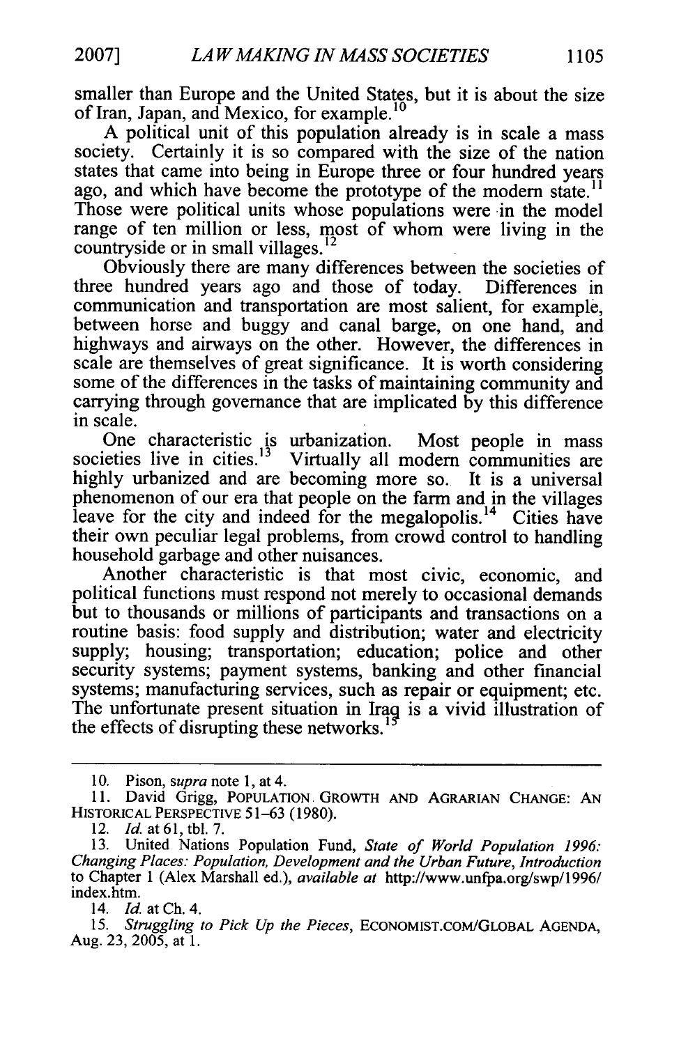smaller than Europe and the United States, but it is about the size of Iran, Japan, and Mexico, for example.[10]

A political unit of this population already is in scale a mass society. Certainly it is so compared with the size of the nation states that came into being in Europe three or four hundred years ago, and which have become the prototype of the modern state.[11] Those were political units whose populations were in the model range of ten million or less, most of whom were living in the countryside or in small villages.[12]

Obviously there are many differences between the societies of three hundred years ago and those of today. Differences in communication and transportation are most salient, for example, between horse and buggy and canal barge, on one hand, and highways and airways on the other. However, the differences in scale are themselves of great significance. It is worth considering some of the differences in the tasks of maintaining community and carrying through governance that are implicated by this difference in scale.

One characteristic is urbanization. Most people in mass societies live in cities.[13] Virtually all modern communities are highly urbanized and are becoming more so. It is a universal phenomenon of our era that people on the farm and in the villages leave for the city and indeed for the megalopolis.[14] Cities have their own peculiar legal problems, from crowd control to handling household garbage and other nuisances.

Another characteristic is that most civic, economic, and political functions must respond not merely to occasional demands but to thousands or millions of participants and transactions on a routine basis: food supply and distribution; water and electricity supply; housing; transportation; education; police and other security systems; payment systems, banking and other financial systems; manufacturing services, such as repair or equipment; etc. The unfortunate present situation in Iraq is a vivid illustration of the effects of disrupting these networks.[15]

---

10. Pison, *supra* note 1, at 4.

11. David Grigg, POPULATION GROWTH AND AGRARIAN CHANGE: AN HISTORICAL PERSPECTIVE 51–63 (1980).

12. *Id.* at 61, tbl. 7.

13. United Nations Population Fund, *State of World Population 1996: Changing Places: Population, Development and the Urban Future, Introduction* to Chapter 1 (Alex Marshall ed.), *available at* http://www.unfpa.org/swp/1996/index.htm.

14. *Id.* at Ch. 4.

15. *Struggling to Pick Up the Pieces*, ECONOMIST.COM/GLOBAL AGENDA, Aug. 23, 2005, at 1.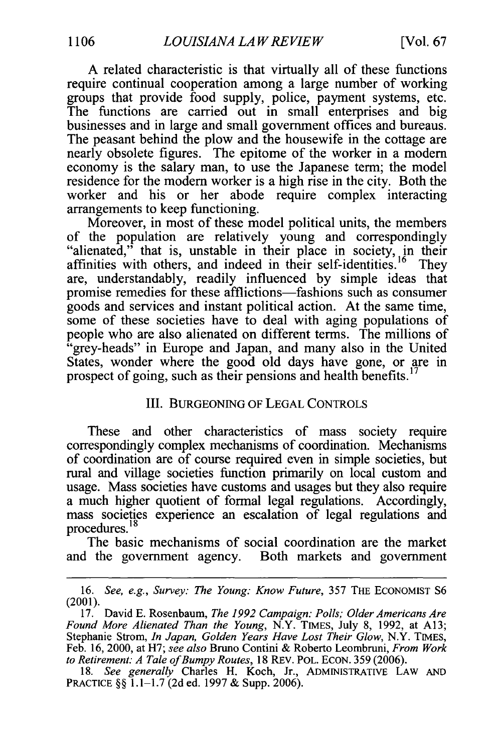A related characteristic is that virtually all of these functions require continual cooperation among a large number of working groups that provide food supply, police, payment systems, etc. The functions are carried out in small enterprises and big businesses and in large and small government offices and bureaus. The peasant behind the plow and the housewife in the cottage are nearly obsolete figures. The epitome of the worker in a modern economy is the salary man, to use the Japanese term; the model residence for the modern worker is a high rise in the city. Both the worker and his or her abode require complex interacting arrangements to keep functioning.

Moreover, in most of these model political units, the members of the population are relatively young and correspondingly "alienated," that is, unstable in their place in society, in their affinities with others, and indeed in their self-identities.[16] They are, understandably, readily influenced by simple ideas that promise remedies for these afflictions—fashions such as consumer goods and services and instant political action. At the same time, some of these societies have to deal with aging populations of people who are also alienated on different terms. The millions of "grey-heads" in Europe and Japan, and many also in the United States, wonder where the good old days have gone, or are in prospect of going, such as their pensions and health benefits.[17]

## III. BURGEONING OF LEGAL CONTROLS

These and other characteristics of mass society require correspondingly complex mechanisms of coordination. Mechanisms of coordination are of course required even in simple societies, but rural and village societies function primarily on local custom and usage. Mass societies have customs and usages but they also require a much higher quotient of formal legal regulations. Accordingly, mass societies experience an escalation of legal regulations and procedures.[18]

The basic mechanisms of social coordination are the market and the government agency. Both markets and government

---

16. *See, e.g.*, *Survey: The Young: Know Future*, 357 THE ECONOMIST S6 (2001).

17. David E. Rosenbaum, *The 1992 Campaign: Polls; Older Americans Are Found More Alienated Than the Young*, N.Y. TIMES, July 8, 1992, at A13; Stephanie Strom, *In Japan, Golden Years Have Lost Their Glow*, N.Y. TIMES, Feb. 16, 2000, at H7; *see also* Bruno Contini & Roberto Leombruni, *From Work to Retirement: A Tale of Bumpy Routes*, 18 REV. POL. ECON. 359 (2006).

18. *See generally* Charles H. Koch, Jr., ADMINISTRATIVE LAW AND PRACTICE §§ 1.1–1.7 (2d ed. 1997 & Supp. 2006).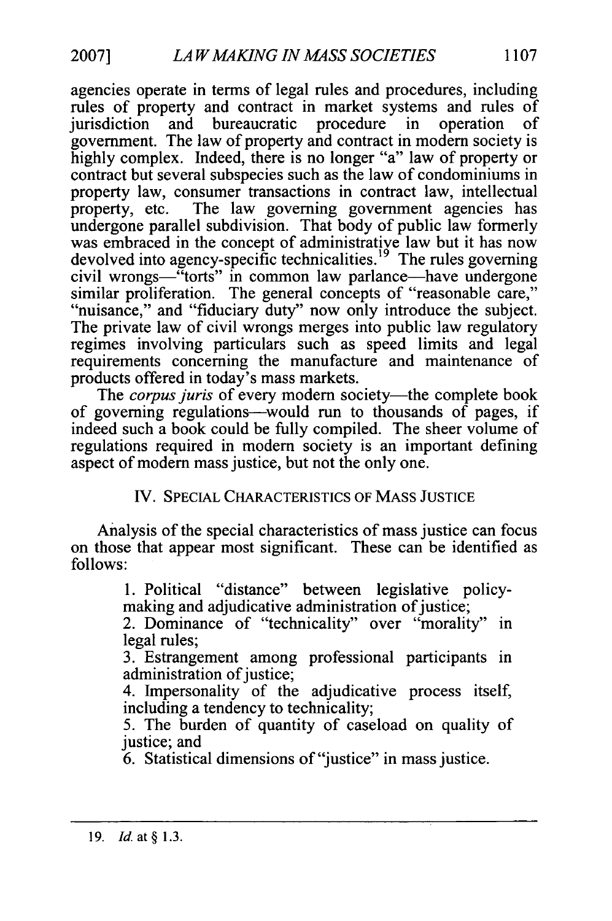agencies operate in terms of legal rules and procedures, including rules of property and contract in market systems and rules of jurisdiction and bureaucratic procedure in operation of government. The law of property and contract in modern society is highly complex. Indeed, there is no longer "a" law of property or contract but several subspecies such as the law of condominiums in property law, consumer transactions in contract law, intellectual property, etc. The law governing government agencies has undergone parallel subdivision. That body of public law formerly was embraced in the concept of administrative law but it has now devolved into agency-specific technicalities.[19] The rules governing civil wrongs—"torts" in common law parlance—have undergone similar proliferation. The general concepts of "reasonable care," "nuisance," and "fiduciary duty" now only introduce the subject. The private law of civil wrongs merges into public law regulatory regimes involving particulars such as speed limits and legal requirements concerning the manufacture and maintenance of products offered in today's mass markets.

The *corpus juris* of every modern society—the complete book of governing regulations—would run to thousands of pages, if indeed such a book could be fully compiled. The sheer volume of regulations required in modern society is an important defining aspect of modern mass justice, but not the only one.

## IV. SPECIAL CHARACTERISTICS OF MASS JUSTICE

Analysis of the special characteristics of mass justice can focus on those that appear most significant. These can be identified as follows:

> 1. Political "distance" between legislative policy-making and adjudicative administration of justice;
> 2. Dominance of "technicality" over "morality" in legal rules;
> 3. Estrangement among professional participants in administration of justice;
> 4. Impersonality of the adjudicative process itself, including a tendency to technicality;
> 5. The burden of quantity of caseload on quality of justice; and
> 6. Statistical dimensions of "justice" in mass justice.

---

19. *Id.* at § 1.3.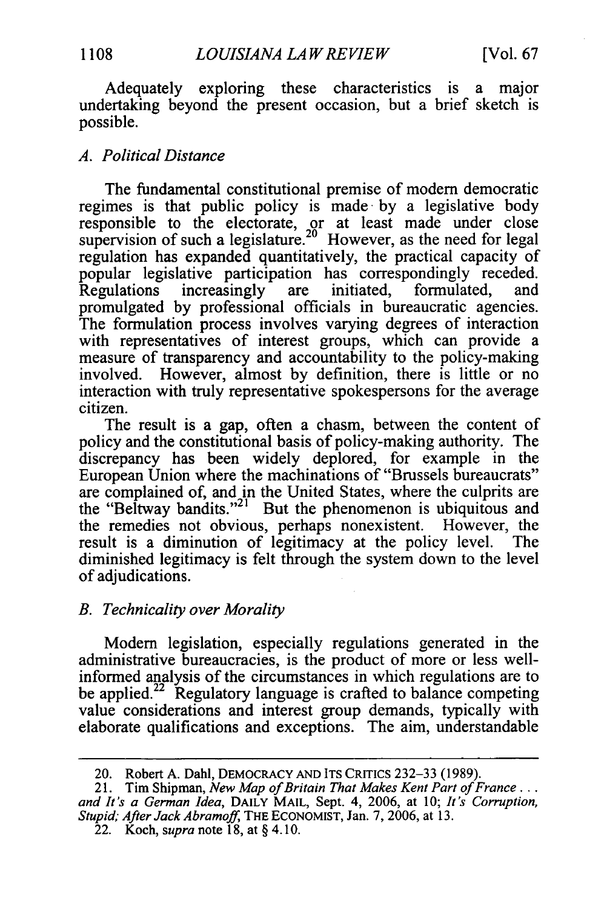Adequately exploring these characteristics is a major undertaking beyond the present occasion, but a brief sketch is possible.

### *A. Political Distance*

The fundamental constitutional premise of modern democratic regimes is that public policy is made by a legislative body responsible to the electorate, or at least made under close supervision of such a legislature.[20] However, as the need for legal regulation has expanded quantitatively, the practical capacity of popular legislative participation has correspondingly receded. Regulations increasingly are initiated, formulated, and promulgated by professional officials in bureaucratic agencies. The formulation process involves varying degrees of interaction with representatives of interest groups, which can provide a measure of transparency and accountability to the policy-making involved. However, almost by definition, there is little or no interaction with truly representative spokespersons for the average citizen.

The result is a gap, often a chasm, between the content of policy and the constitutional basis of policy-making authority. The discrepancy has been widely deplored, for example in the European Union where the machinations of "Brussels bureaucrats" are complained of, and in the United States, where the culprits are the "Beltway bandits."[21] But the phenomenon is ubiquitous and the remedies not obvious, perhaps nonexistent. However, the result is a diminution of legitimacy at the policy level. The diminished legitimacy is felt through the system down to the level of adjudications.

### *B. Technicality over Morality*

Modern legislation, especially regulations generated in the administrative bureaucracies, is the product of more or less well-informed analysis of the circumstances in which regulations are to be applied.[22] Regulatory language is crafted to balance competing value considerations and interest group demands, typically with elaborate qualifications and exceptions. The aim, understandable

---

20. Robert A. Dahl, DEMOCRACY AND ITS CRITICS 232–33 (1989).

21. Tim Shipman, *New Map of Britain That Makes Kent Part of France . . . and It's a German Idea*, DAILY MAIL, Sept. 4, 2006, at 10; *It's Corruption, Stupid; After Jack Abramoff*, THE ECONOMIST, Jan. 7, 2006, at 13.

22. Koch, *supra* note 18, at § 4.10.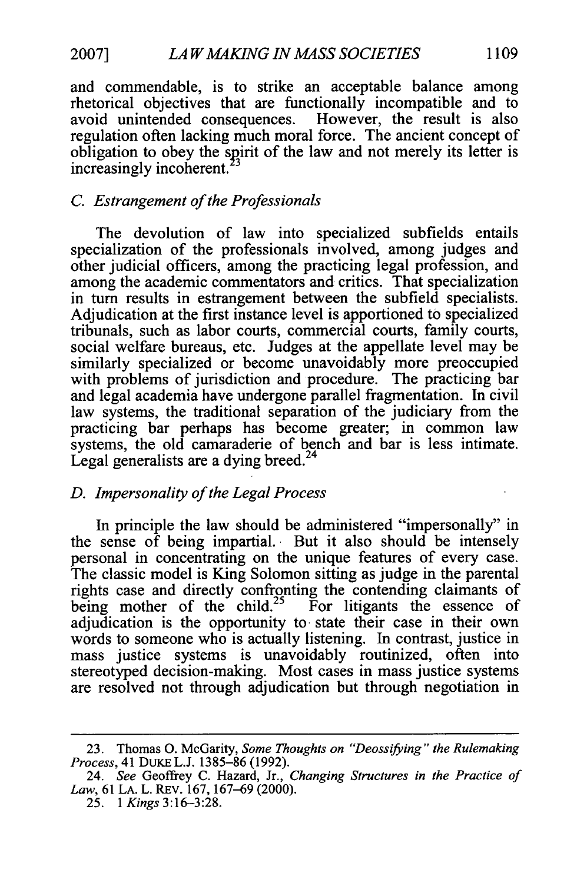and commendable, is to strike an acceptable balance among rhetorical objectives that are functionally incompatible and to avoid unintended consequences. However, the result is also regulation often lacking much moral force. The ancient concept of obligation to obey the spirit of the law and not merely its letter is increasingly incoherent.[23]

### C. *Estrangement of the Professionals*

The devolution of law into specialized subfields entails specialization of the professionals involved, among judges and other judicial officers, among the practicing legal profession, and among the academic commentators and critics. That specialization in turn results in estrangement between the subfield specialists. Adjudication at the first instance level is apportioned to specialized tribunals, such as labor courts, commercial courts, family courts, social welfare bureaus, etc. Judges at the appellate level may be similarly specialized or become unavoidably more preoccupied with problems of jurisdiction and procedure. The practicing bar and legal academia have undergone parallel fragmentation. In civil law systems, the traditional separation of the judiciary from the practicing bar perhaps has become greater; in common law systems, the old camaraderie of bench and bar is less intimate. Legal generalists are a dying breed.[24]

### D. *Impersonality of the Legal Process*

In principle the law should be administered "impersonally" in the sense of being impartial. But it also should be intensely personal in concentrating on the unique features of every case. The classic model is King Solomon sitting as judge in the parental rights case and directly confronting the contending claimants of being mother of the child.[25] For litigants the essence of adjudication is the opportunity to state their case in their own words to someone who is actually listening. In contrast, justice in mass justice systems is unavoidably routinized, often into stereotyped decision-making. Most cases in mass justice systems are resolved not through adjudication but through negotiation in

---

23. Thomas O. McGarity, *Some Thoughts on "Deossifying" the Rulemaking Process*, 41 DUKE L.J. 1385–86 (1992).

24. *See* Geoffrey C. Hazard, Jr., *Changing Structures in the Practice of Law*, 61 LA. L. REV. 167, 167–69 (2000).

25. *1 Kings* 3:16–3:28.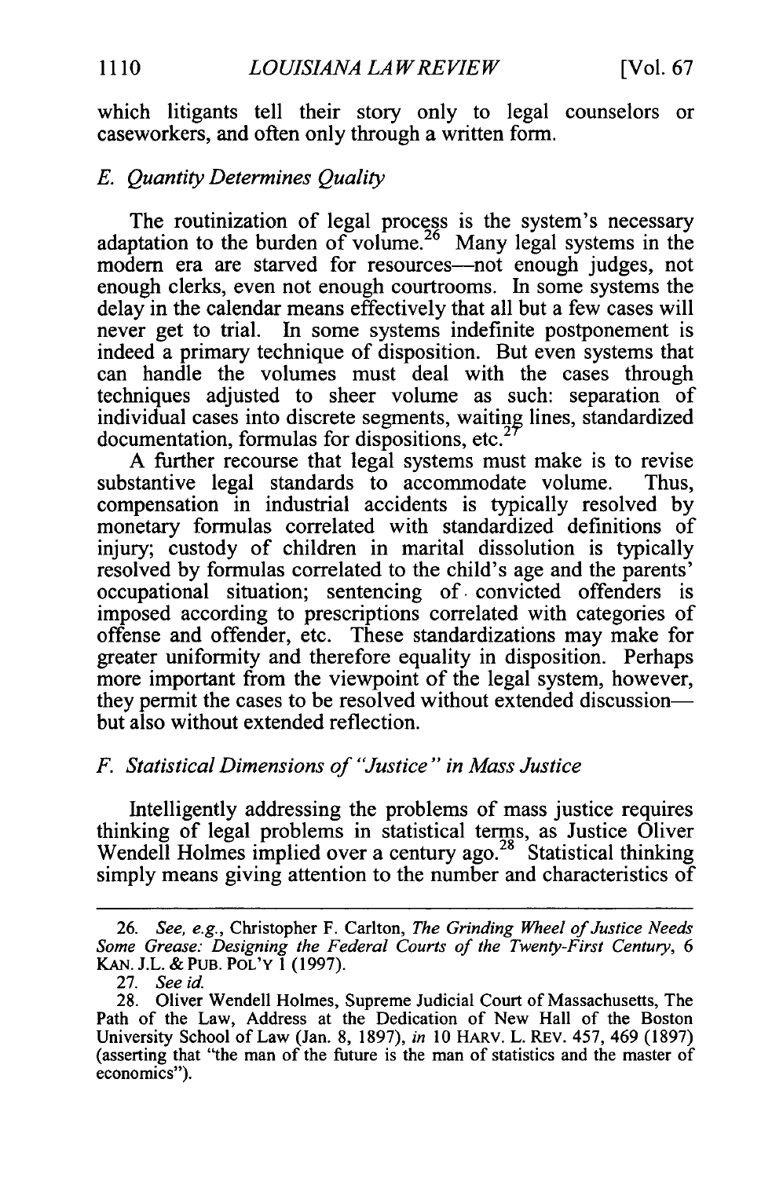which litigants tell their story only to legal counselors or caseworkers, and often only through a written form.

### *E. Quantity Determines Quality*

The routinization of legal process is the system's necessary adaptation to the burden of volume.[26] Many legal systems in the modern era are starved for resources—not enough judges, not enough clerks, even not enough courtrooms. In some systems the delay in the calendar means effectively that all but a few cases will never get to trial. In some systems indefinite postponement is indeed a primary technique of disposition. But even systems that can handle the volumes must deal with the cases through techniques adjusted to sheer volume as such: separation of individual cases into discrete segments, waiting lines, standardized documentation, formulas for dispositions, etc.[27]

A further recourse that legal systems must make is to revise substantive legal standards to accommodate volume. Thus, compensation in industrial accidents is typically resolved by monetary formulas correlated with standardized definitions of injury; custody of children in marital dissolution is typically resolved by formulas correlated to the child's age and the parents' occupational situation; sentencing of convicted offenders is imposed according to prescriptions correlated with categories of offense and offender, etc. These standardizations may make for greater uniformity and therefore equality in disposition. Perhaps more important from the viewpoint of the legal system, however, they permit the cases to be resolved without extended discussion—but also without extended reflection.

### *F. Statistical Dimensions of "Justice" in Mass Justice*

Intelligently addressing the problems of mass justice requires thinking of legal problems in statistical terms, as Justice Oliver Wendell Holmes implied over a century ago.[28] Statistical thinking simply means giving attention to the number and characteristics of

---

26. *See, e.g.*, Christopher F. Carlton, *The Grinding Wheel of Justice Needs Some Grease: Designing the Federal Courts of the Twenty-First Century*, 6 KAN. J.L. & PUB. POL'Y 1 (1997).

27. *See id.*

28. Oliver Wendell Holmes, Supreme Judicial Court of Massachusetts, The Path of the Law, Address at the Dedication of New Hall of the Boston University School of Law (Jan. 8, 1897), *in* 10 HARV. L. REV. 457, 469 (1897) (asserting that "the man of the future is the man of statistics and the master of economics").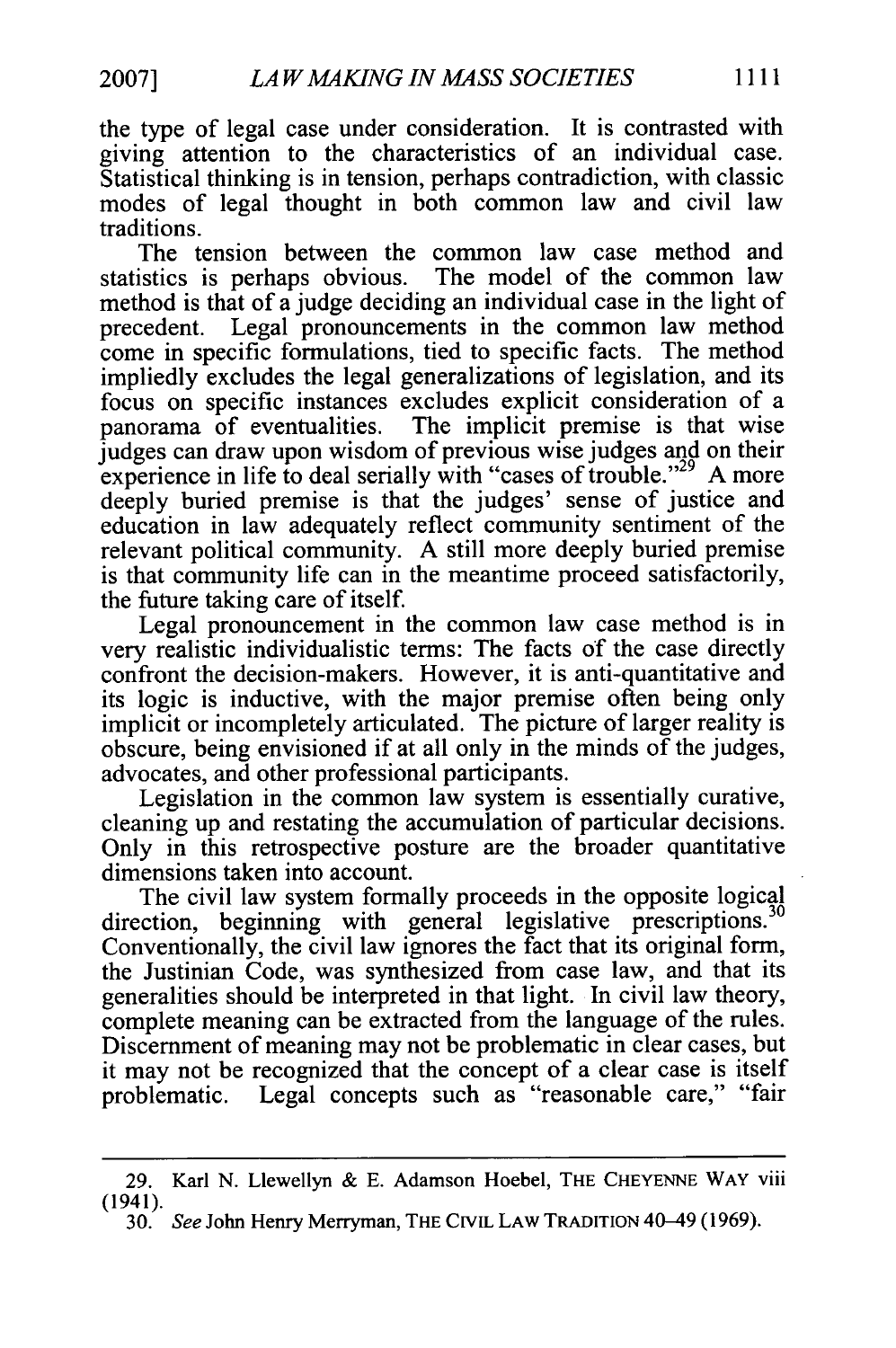the type of legal case under consideration. It is contrasted with giving attention to the characteristics of an individual case. Statistical thinking is in tension, perhaps contradiction, with classic modes of legal thought in both common law and civil law traditions.

The tension between the common law case method and statistics is perhaps obvious. The model of the common law method is that of a judge deciding an individual case in the light of precedent. Legal pronouncements in the common law method come in specific formulations, tied to specific facts. The method impliedly excludes the legal generalizations of legislation, and its focus on specific instances excludes explicit consideration of a panorama of eventualities. The implicit premise is that wise judges can draw upon wisdom of previous wise judges and on their experience in life to deal serially with "cases of trouble."[29] A more deeply buried premise is that the judges' sense of justice and education in law adequately reflect community sentiment of the relevant political community. A still more deeply buried premise is that community life can in the meantime proceed satisfactorily, the future taking care of itself.

Legal pronouncement in the common law case method is in very realistic individualistic terms: The facts of the case directly confront the decision-makers. However, it is anti-quantitative and its logic is inductive, with the major premise often being only implicit or incompletely articulated. The picture of larger reality is obscure, being envisioned if at all only in the minds of the judges, advocates, and other professional participants.

Legislation in the common law system is essentially curative, cleaning up and restating the accumulation of particular decisions. Only in this retrospective posture are the broader quantitative dimensions taken into account.

The civil law system formally proceeds in the opposite logical direction, beginning with general legislative prescriptions.[30] Conventionally, the civil law ignores the fact that its original form, the Justinian Code, was synthesized from case law, and that its generalities should be interpreted in that light. In civil law theory, complete meaning can be extracted from the language of the rules. Discernment of meaning may not be problematic in clear cases, but it may not be recognized that the concept of a clear case is itself problematic. Legal concepts such as "reasonable care," "fair

---

29. Karl N. Llewellyn & E. Adamson Hoebel, THE CHEYENNE WAY viii (1941).

30. *See* John Henry Merryman, THE CIVIL LAW TRADITION 40–49 (1969).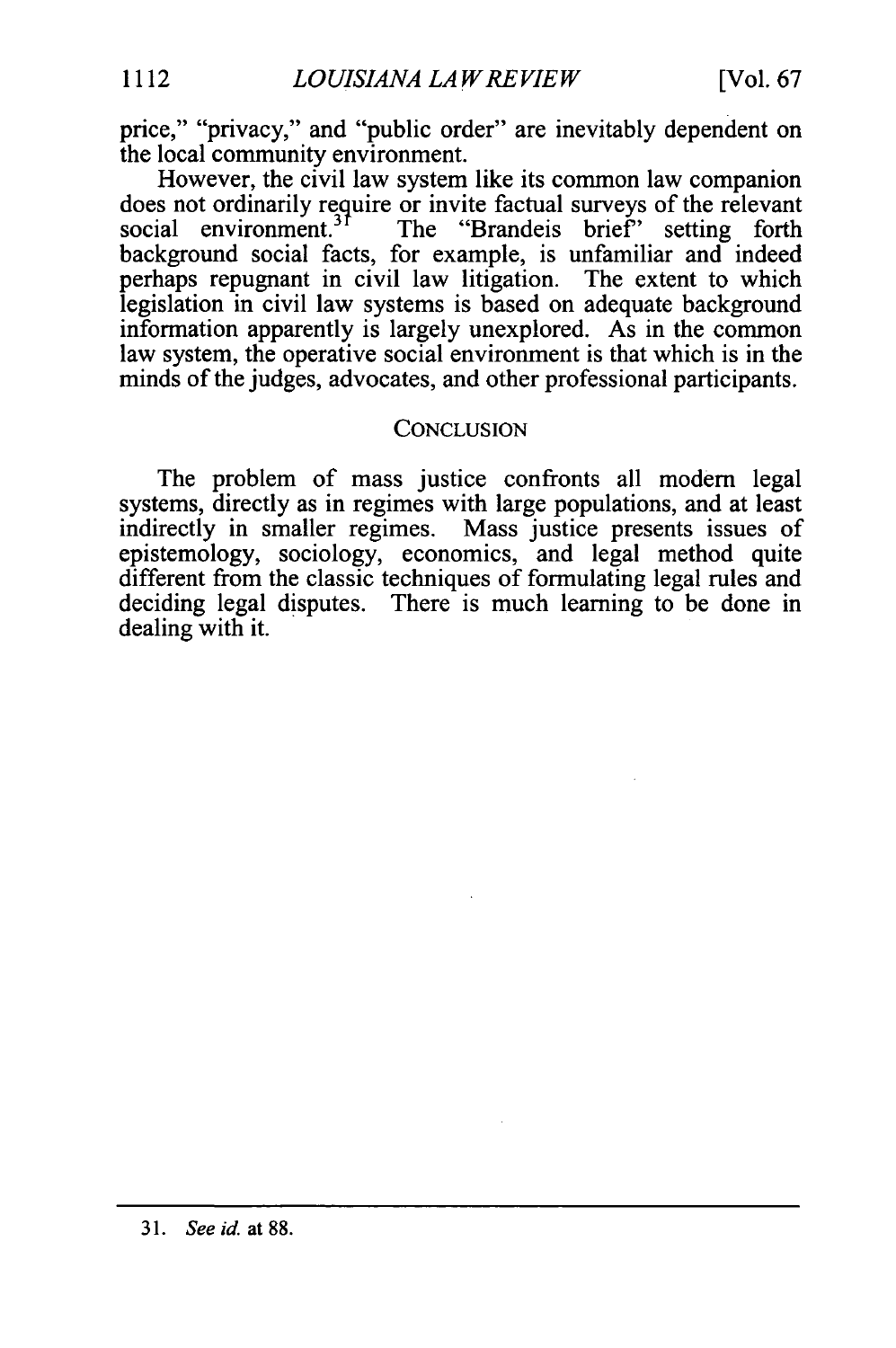price," "privacy," and "public order" are inevitably dependent on the local community environment.

However, the civil law system like its common law companion does not ordinarily require or invite factual surveys of the relevant social environment.[31] The "Brandeis brief" setting forth background social facts, for example, is unfamiliar and indeed perhaps repugnant in civil law litigation. The extent to which legislation in civil law systems is based on adequate background information apparently is largely unexplored. As in the common law system, the operative social environment is that which is in the minds of the judges, advocates, and other professional participants.

## CONCLUSION

The problem of mass justice confronts all modern legal systems, directly as in regimes with large populations, and at least indirectly in smaller regimes. Mass justice presents issues of epistemology, sociology, economics, and legal method quite different from the classic techniques of formulating legal rules and deciding legal disputes. There is much learning to be done in dealing with it.

---

31. *See id.* at 88.